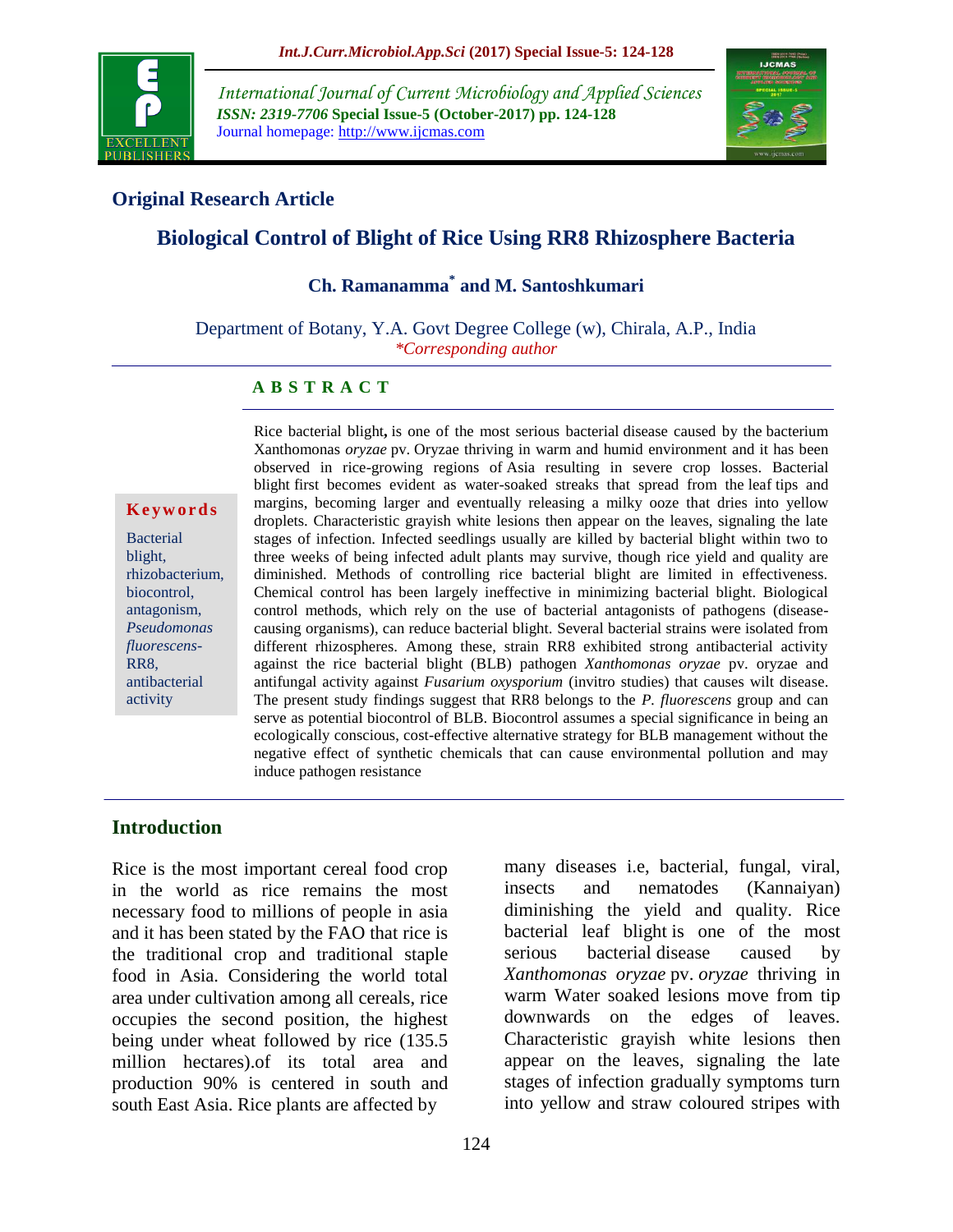International Journal of Current Microbiology and Applied Sciences
*ISSN: 2319-7706* **Special Issue-5 (October-2017) pp. 124-128**
Journal homepage: http://www.ijcmas.com

## Original Research Article

# Biological Control of Blight of Rice Using RR8 Rhizosphere Bacteria

**Ch. Ramanamma[*] and M. Santoshkumari**

Department of Botany, Y.A. Govt Degree College (w), Chirala, A.P., India
*\*Corresponding author*

### A B S T R A C T

**Keywords**

Bacterial blight, rhizobacterium, biocontrol, antagonism, *Pseudomonas fluorescens*-RR8, antibacterial activity

Rice bacterial blight**,** is one of the most serious bacterial disease caused by the bacterium Xanthomonas *oryzae* pv. Oryzae thriving in warm and humid environment and it has been observed in rice-growing regions of Asia resulting in severe crop losses. Bacterial blight first becomes evident as water-soaked streaks that spread from the leaf tips and margins, becoming larger and eventually releasing a milky ooze that dries into yellow droplets. Characteristic grayish white lesions then appear on the leaves, signaling the late stages of infection. Infected seedlings usually are killed by bacterial blight within two to three weeks of being infected adult plants may survive, though rice yield and quality are diminished. Methods of controlling rice bacterial blight are limited in effectiveness. Chemical control has been largely ineffective in minimizing bacterial blight. Biological control methods, which rely on the use of bacterial antagonists of pathogens (disease-causing organisms), can reduce bacterial blight. Several bacterial strains were isolated from different rhizospheres. Among these, strain RR8 exhibited strong antibacterial activity against the rice bacterial blight (BLB) pathogen *Xanthomonas oryzae* pv. oryzae and antifungal activity against *Fusarium oxysporium* (invitro studies) that causes wilt disease. The present study findings suggest that RR8 belongs to the *P. fluorescens* group and can serve as potential biocontrol of BLB. Biocontrol assumes a special significance in being an ecologically conscious, cost-effective alternative strategy for BLB management without the negative effect of synthetic chemicals that can cause environmental pollution and may induce pathogen resistance

## Introduction

Rice is the most important cereal food crop in the world as rice remains the most necessary food to millions of people in asia and it has been stated by the FAO that rice is the traditional crop and traditional staple food in Asia. Considering the world total area under cultivation among all cereals, rice occupies the second position, the highest being under wheat followed by rice (135.5 million hectares).of its total area and production 90% is centered in south and south East Asia. Rice plants are affected by many diseases i.e, bacterial, fungal, viral, insects and nematodes (Kannaiyan) diminishing the yield and quality. Rice bacterial leaf blight is one of the most serious bacterial disease caused by *Xanthomonas oryzae* pv. *oryzae* thriving in warm Water soaked lesions move from tip downwards on the edges of leaves. Characteristic grayish white lesions then appear on the leaves, signaling the late stages of infection gradually symptoms turn into yellow and straw coloured stripes with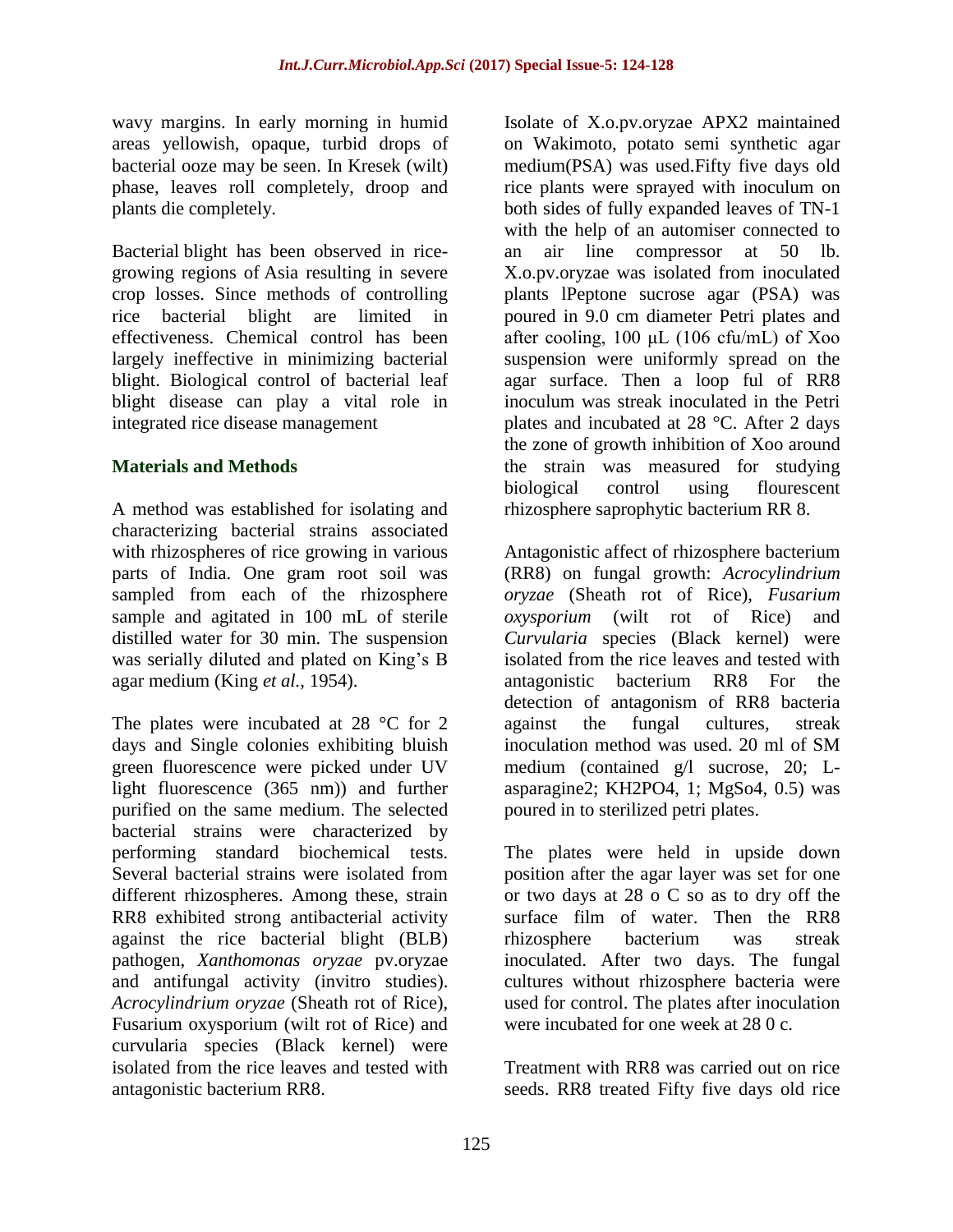wavy margins. In early morning in humid areas yellowish, opaque, turbid drops of bacterial ooze may be seen. In Kresek (wilt) phase, leaves roll completely, droop and plants die completely.

Bacterial blight has been observed in rice-growing regions of Asia resulting in severe crop losses. Since methods of controlling rice bacterial blight are limited in effectiveness. Chemical control has been largely ineffective in minimizing bacterial blight. Biological control of bacterial leaf blight disease can play a vital role in integrated rice disease management

## Materials and Methods

A method was established for isolating and characterizing bacterial strains associated with rhizospheres of rice growing in various parts of India. One gram root soil was sampled from each of the rhizosphere sample and agitated in 100 mL of sterile distilled water for 30 min. The suspension was serially diluted and plated on King's B agar medium (King *et al.,* 1954).

The plates were incubated at 28 °C for 2 days and Single colonies exhibiting bluish green fluorescence were picked under UV light fluorescence (365 nm)) and further purified on the same medium. The selected bacterial strains were characterized by performing standard biochemical tests. Several bacterial strains were isolated from different rhizospheres. Among these, strain RR8 exhibited strong antibacterial activity against the rice bacterial blight (BLB) pathogen, *Xanthomonas oryzae* pv.oryzae and antifungal activity (invitro studies). *Acrocylindrium oryzae* (Sheath rot of Rice), Fusarium oxysporium (wilt rot of Rice) and curvularia species (Black kernel) were isolated from the rice leaves and tested with antagonistic bacterium RR8.

Isolate of X.o.pv.oryzae APX2 maintained on Wakimoto, potato semi synthetic agar medium(PSA) was used.Fifty five days old rice plants were sprayed with inoculum on both sides of fully expanded leaves of TN-1 with the help of an automiser connected to an air line compressor at 50 lb. X.o.pv.oryzae was isolated from inoculated plants lPeptone sucrose agar (PSA) was poured in 9.0 cm diameter Petri plates and after cooling, 100 μL (106 cfu/mL) of Xoo suspension were uniformly spread on the agar surface. Then a loop ful of RR8 inoculum was streak inoculated in the Petri plates and incubated at 28 °C. After 2 days the zone of growth inhibition of Xoo around the strain was measured for studying biological control using flourescent rhizosphere saprophytic bacterium RR 8.

Antagonistic affect of rhizosphere bacterium (RR8) on fungal growth: *Acrocylindrium oryzae* (Sheath rot of Rice), *Fusarium oxysporium* (wilt rot of Rice) and *Curvularia* species (Black kernel) were isolated from the rice leaves and tested with antagonistic bacterium RR8 For the detection of antagonism of RR8 bacteria against the fungal cultures, streak inoculation method was used. 20 ml of SM medium (contained g/l sucrose, 20; L-asparagine2; $KH_2PO_4$, 1; $MgSo_4$, 0.5) was poured in to sterilized petri plates.

The plates were held in upside down position after the agar layer was set for one or two days at 28 o C so as to dry off the surface film of water. Then the RR8 rhizosphere bacterium was streak inoculated. After two days. The fungal cultures without rhizosphere bacteria were used for control. The plates after inoculation were incubated for one week at 28 0 c.

Treatment with RR8 was carried out on rice seeds. RR8 treated Fifty five days old rice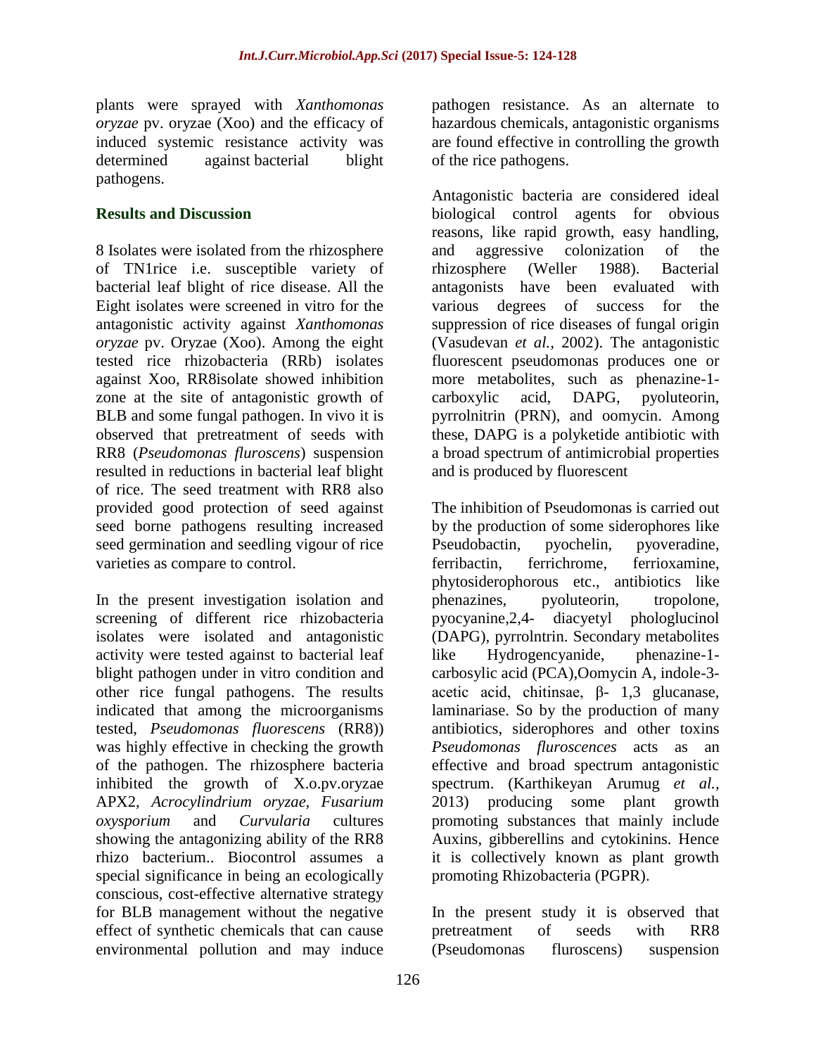plants were sprayed with *Xanthomonas oryzae* pv. oryzae (Xoo) and the efficacy of induced systemic resistance activity was determined against bacterial blight pathogens.

## Results and Discussion

8 Isolates were isolated from the rhizosphere of TN1rice i.e. susceptible variety of bacterial leaf blight of rice disease. All the Eight isolates were screened in vitro for the antagonistic activity against *Xanthomonas oryzae* pv. Oryzae (Xoo). Among the eight tested rice rhizobacteria (RRb) isolates against Xoo, RR8isolate showed inhibition zone at the site of antagonistic growth of BLB and some fungal pathogen. In vivo it is observed that pretreatment of seeds with RR8 (*Pseudomonas fluroscens*) suspension resulted in reductions in bacterial leaf blight of rice. The seed treatment with RR8 also provided good protection of seed against seed borne pathogens resulting increased seed germination and seedling vigour of rice varieties as compare to control.

In the present investigation isolation and screening of different rice rhizobacteria isolates were isolated and antagonistic activity were tested against to bacterial leaf blight pathogen under in vitro condition and other rice fungal pathogens. The results indicated that among the microorganisms tested, *Pseudomonas fluorescens* (RR8)) was highly effective in checking the growth of the pathogen. The rhizosphere bacteria inhibited the growth of X.o.pv.oryzae APX2, *Acrocylindrium oryzae*, *Fusarium oxysporium* and *Curvularia* cultures showing the antagonizing ability of the RR8 rhizo bacterium.. Biocontrol assumes a special significance in being an ecologically conscious, cost-effective alternative strategy for BLB management without the negative effect of synthetic chemicals that can cause environmental pollution and may induce pathogen resistance. As an alternate to hazardous chemicals, antagonistic organisms are found effective in controlling the growth of the rice pathogens.

Antagonistic bacteria are considered ideal biological control agents for obvious reasons, like rapid growth, easy handling, and aggressive colonization of the rhizosphere (Weller 1988). Bacterial antagonists have been evaluated with various degrees of success for the suppression of rice diseases of fungal origin (Vasudevan *et al.*, 2002). The antagonistic fluorescent pseudomonas produces one or more metabolites, such as phenazine-1-carboxylic acid, DAPG, pyoluteorin, pyrrolnitrin (PRN), and oomycin. Among these, DAPG is a polyketide antibiotic with a broad spectrum of antimicrobial properties and is produced by fluorescent

The inhibition of Pseudomonas is carried out by the production of some siderophores like Pseudobactin, pyochelin, pyoveradine, ferribactin, ferrichrome, ferrioxamine, phytosiderophorous etc., antibiotics like phenazines, pyoluteorin, tropolone, pyocyanine,2,4- diacyetyl phologlucinol (DAPG), pyrrolntrin. Secondary metabolites like Hydrogencyanide, phenazine-1-carbosylic acid (PCA),Oomycin A, indole-3-acetic acid, chitinsae, β- 1,3 glucanase, laminariase. So by the production of many antibiotics, siderophores and other toxins *Pseudomonas fluroscences* acts as an effective and broad spectrum antagonistic spectrum. (Karthikeyan Arumug *et al.*, 2013) producing some plant growth promoting substances that mainly include Auxins, gibberellins and cytokinins. Hence it is collectively known as plant growth promoting Rhizobacteria (PGPR).

In the present study it is observed that pretreatment of seeds with RR8 (Pseudomonas fluroscens) suspension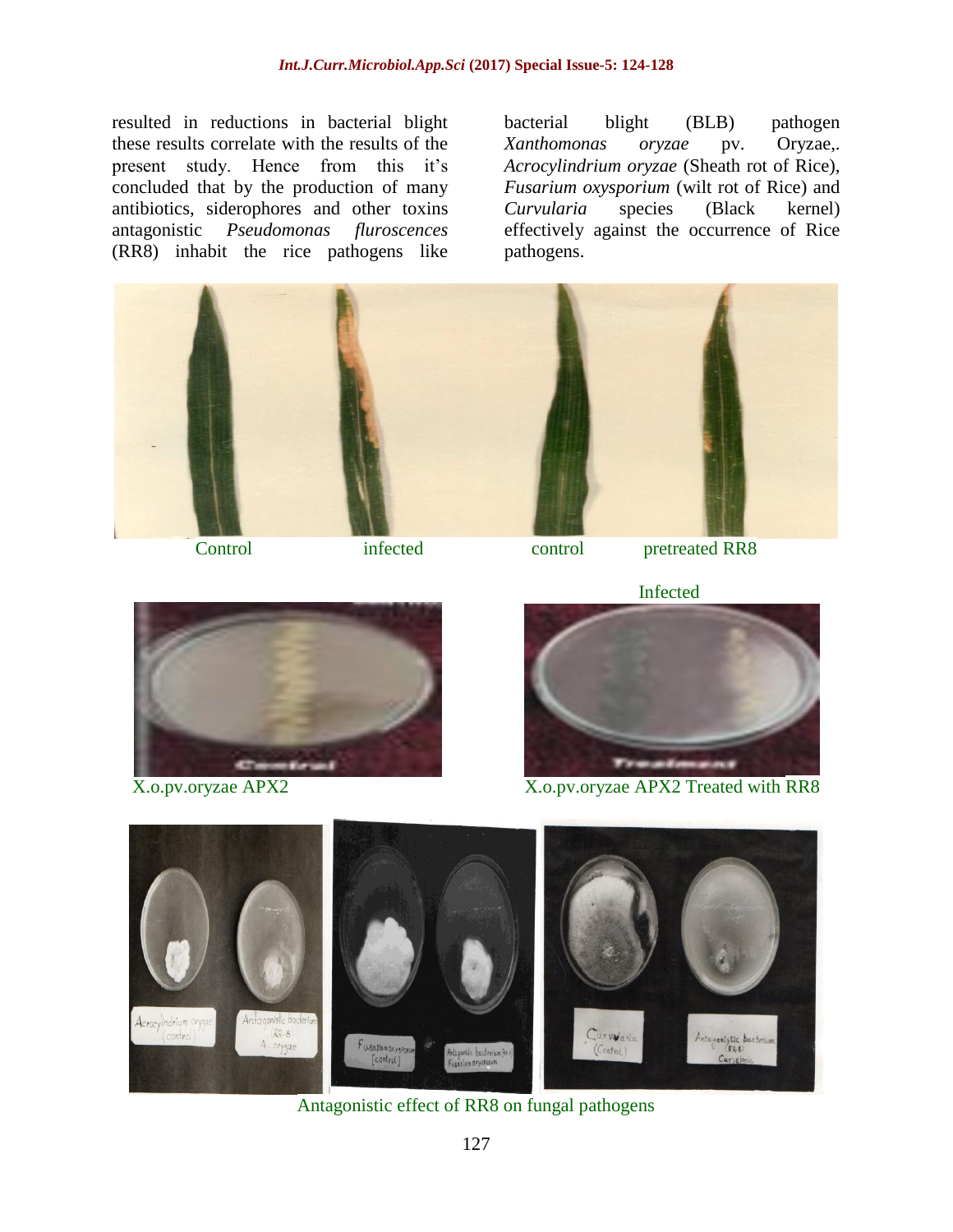resulted in reductions in bacterial blight these results correlate with the results of the present study. Hence from this it's concluded that by the production of many antibiotics, siderophores and other toxins antagonistic *Pseudomonas fluroscences* (RR8) inhabit the rice pathogens like bacterial blight (BLB) pathogen *Xanthomonas oryzae* pv. Oryzae,. *Acrocylindrium oryzae* (Sheath rot of Rice), *Fusarium oxysporium* (wilt rot of Rice) and *Curvularia* species (Black kernel) effectively against the occurrence of Rice pathogens.

Control infected control pretreated RR8

Infected

X.o.pv.oryzae APX2 X.o.pv.oryzae APX2 Treated with RR8

Antagonistic effect of RR8 on fungal pathogens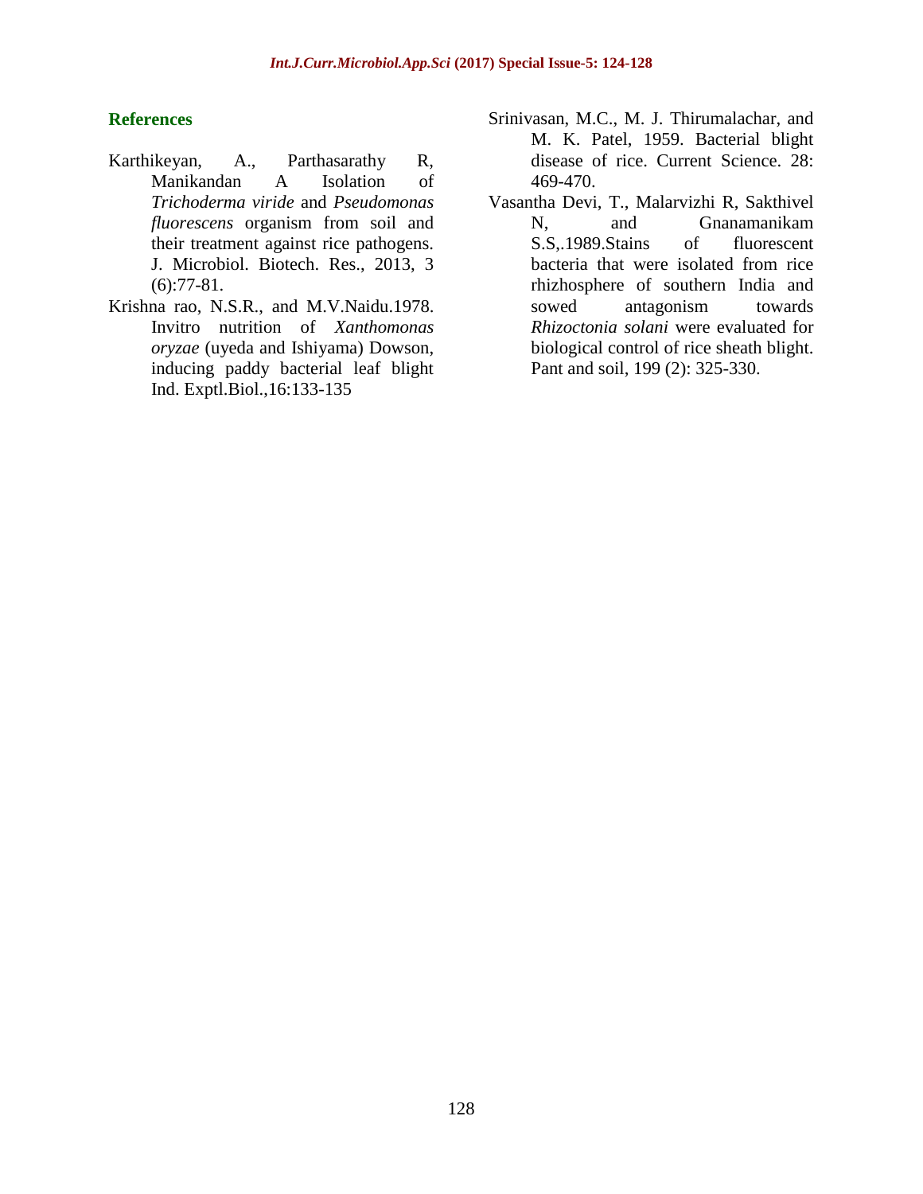## References

Karthikeyan, A., Parthasarathy R, Manikandan A Isolation of *Trichoderma viride* and *Pseudomonas fluorescens* organism from soil and their treatment against rice pathogens. J. Microbiol. Biotech. Res., 2013, 3 (6):77-81.

Krishna rao, N.S.R., and M.V.Naidu.1978. Invitro nutrition of *Xanthomonas oryzae* (uyeda and Ishiyama) Dowson, inducing paddy bacterial leaf blight Ind. Exptl.Biol.,16:133-135

Srinivasan, M.C., M. J. Thirumalachar, and M. K. Patel, 1959. Bacterial blight disease of rice. Current Science. 28: 469-470.

Vasantha Devi, T., Malarvizhi R, Sakthivel N, and Gnanamanikam S.S,.1989.Stains of fluorescent bacteria that were isolated from rice rhizhosphere of southern India and sowed antagonism towards *Rhizoctonia solani* were evaluated for biological control of rice sheath blight. Pant and soil, 199 (2): 325-330.